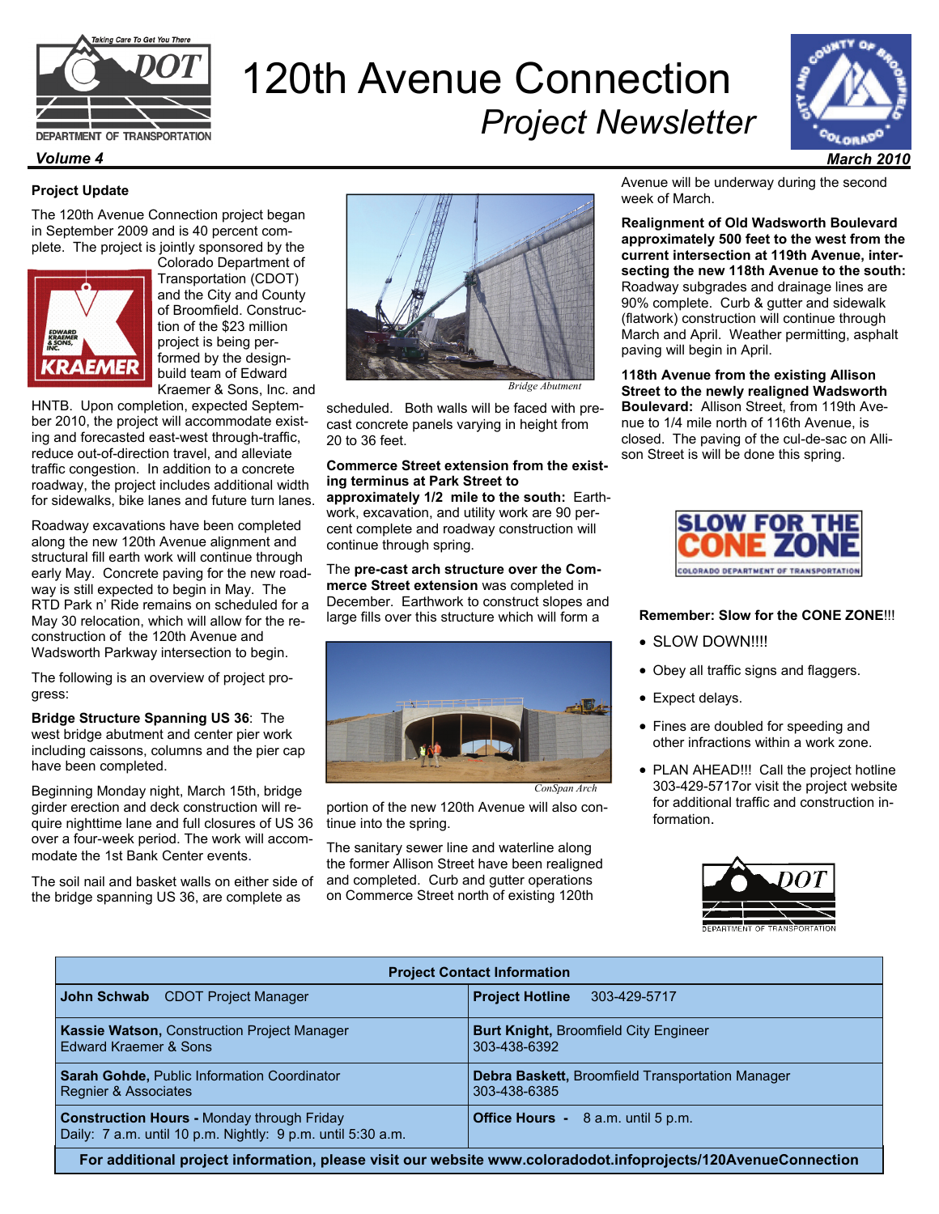# 120th Avenue Connection

## *Project Newsletter*

***Volume 4*** ***March 2010***

### Project Update

The 120th Avenue Connection project began in September 2009 and is 40 percent complete. The project is jointly sponsored by the Colorado Department of Transportation (CDOT) and the City and County of Broomfield. Construction of the $23 million project is being performed by the design-build team of Edward Kraemer & Sons, Inc. and HNTB. Upon completion, expected September 2010, the project will accommodate existing and forecasted east-west through-traffic, reduce out-of-direction travel, and alleviate traffic congestion. In addition to a concrete roadway, the project includes additional width for sidewalks, bike lanes and future turn lanes.

Roadway excavations have been completed along the new 120th Avenue alignment and structural fill earth work will continue through early May. Concrete paving for the new roadway is still expected to begin in May. The RTD Park n' Ride remains on scheduled for a May 30 relocation, which will allow for the reconstruction of the 120th Avenue and Wadsworth Parkway intersection to begin.

The following is an overview of project progress:

**Bridge Structure Spanning US 36**: The west bridge abutment and center pier work including caissons, columns and the pier cap have been completed.

Beginning Monday night, March 15th, bridge girder erection and deck construction will require nighttime lane and full closures of US 36 over a four-week period. The work will accommodate the 1st Bank Center events.

The soil nail and basket walls on either side of the bridge spanning US 36, are complete as scheduled. Both walls will be faced with pre-cast concrete panels varying in height from 20 to 36 feet.

*Bridge Abutment*

**Commerce Street extension from the existing terminus at Park Street to approximately 1/2 mile to the south:** Earthwork, excavation, and utility work are 90 percent complete and roadway construction will continue through spring.

The **pre-cast arch structure over the Commerce Street extension** was completed in December. Earthwork to construct slopes and large fills over this structure which will form a portion of the new 120th Avenue will also continue into the spring.

*ConSpan Arch*

The sanitary sewer line and waterline along the former Allison Street have been realigned and completed. Curb and gutter operations on Commerce Street north of existing 120th Avenue will be underway during the second week of March.

**Realignment of Old Wadsworth Boulevard approximately 500 feet to the west from the current intersection at 119th Avenue, intersecting the new 118th Avenue to the south:** Roadway subgrades and drainage lines are 90% complete. Curb & gutter and sidewalk (flatwork) construction will continue through March and April. Weather permitting, asphalt paving will begin in April.

**118th Avenue from the existing Allison Street to the newly realigned Wadsworth Boulevard:** Allison Street, from 119th Avenue to 1/4 mile north of 116th Avenue, is closed. The paving of the cul-de-sac on Allison Street is will be done this spring.

SLOW FOR THE CONE ZONE
COLORADO DEPARTMENT OF TRANSPORTATION

**Remember: Slow for the CONE ZONE**!!!

- SLOW DOWN!!!!
- Obey all traffic signs and flaggers.
- Expect delays.
- Fines are doubled for speeding and other infractions within a work zone.
- PLAN AHEAD!!! Call the project hotline 303-429-5717or visit the project website for additional traffic and construction information.

| Project Contact Information | |
|---|---|
| **John Schwab** CDOT Project Manager | **Project Hotline** 303-429-5717 |
| **Kassie Watson,** Construction Project Manager<br>Edward Kraemer & Sons | **Burt Knight,** Broomfield City Engineer<br>303-438-6392 |
| **Sarah Gohde,** Public Information Coordinator<br>Regnier & Associates | **Debra Baskett,** Broomfield Transportation Manager<br>303-438-6385 |
| **Construction Hours -** Monday through Friday<br>Daily: 7 a.m. until 10 p.m. Nightly: 9 p.m. until 5:30 a.m. | **Office Hours -** 8 a.m. until 5 p.m. |

**For additional project information, please visit our website www.coloradodot.infoprojects/120AvenueConnection**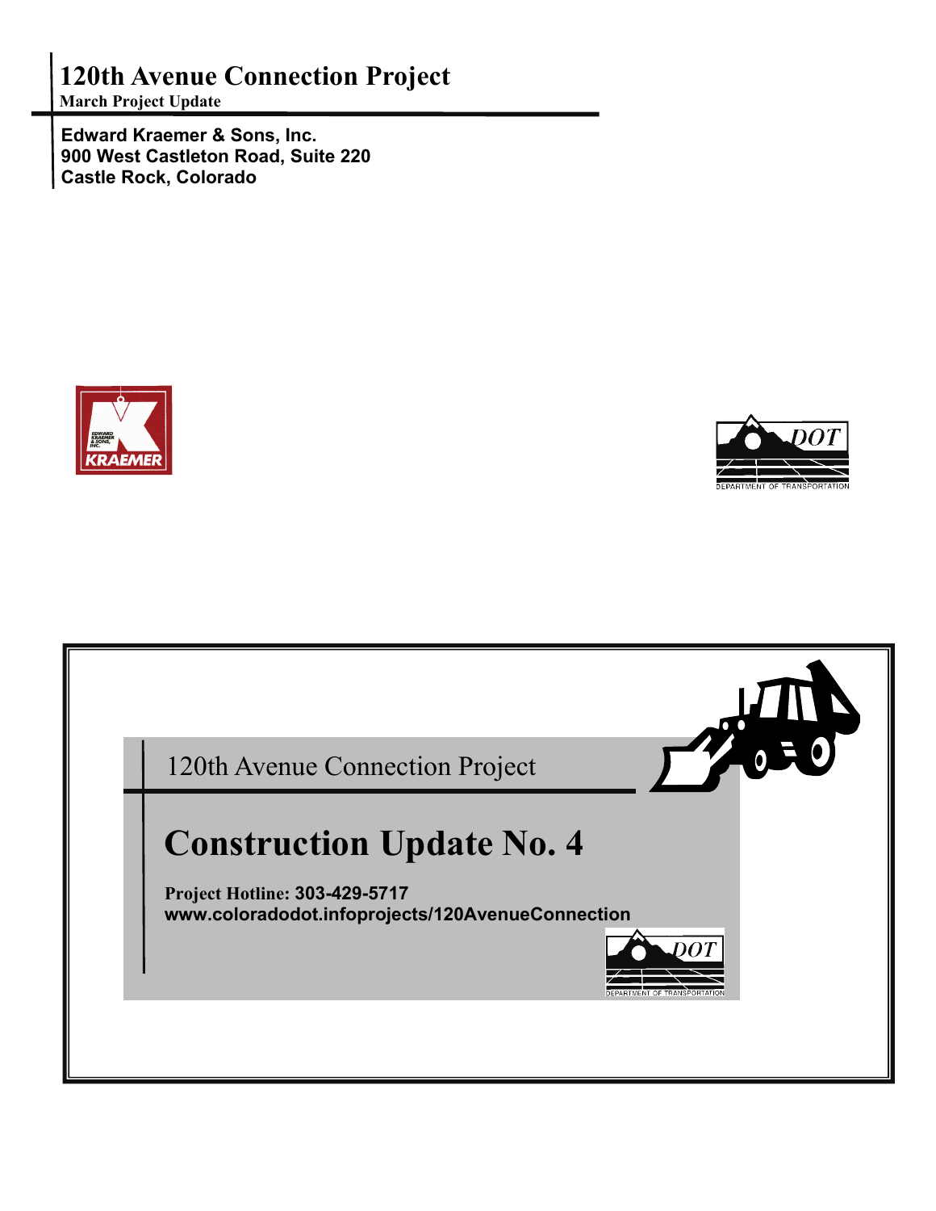# 120th Avenue Connection Project

**March Project Update**

**Edward Kraemer & Sons, Inc.**
**900 West Castleton Road, Suite 220**
**Castle Rock, Colorado**

120th Avenue Connection Project

## Construction Update No. 4

**Project Hotline: 303-429-5717**
**www.coloradodot.infoprojects/120AvenueConnection**